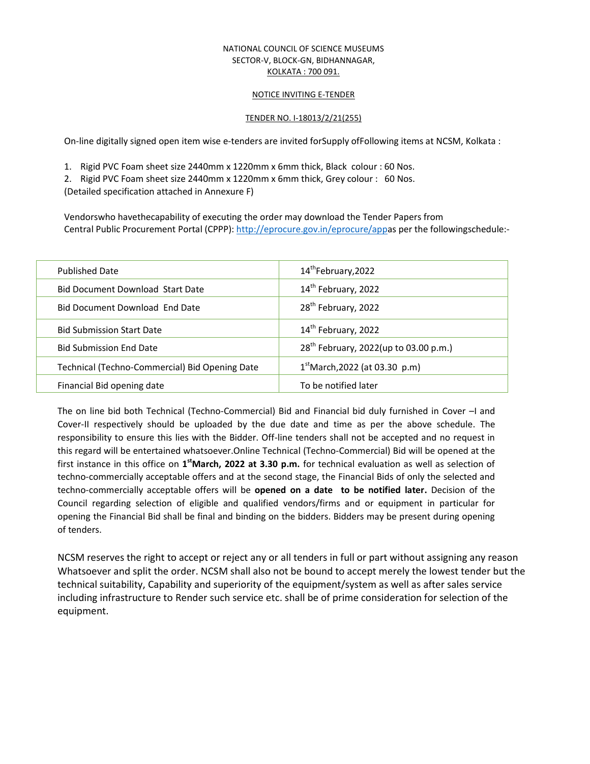NATIONAL COUNCIL OF SCIENCE MUSEUMS
SECTOR-V, BLOCK-GN, BIDHANNAGAR,
KOLKATA : 700 091.

NOTICE INVITING E-TENDER

TENDER NO. I-18013/2/21(255)

On-line digitally signed open item wise e-tenders are invited forSupply ofFollowing items at NCSM, Kolkata :

1. Rigid PVC Foam sheet size 2440mm x 1220mm x 6mm thick, Black colour : 60 Nos.
2. Rigid PVC Foam sheet size 2440mm x 1220mm x 6mm thick, Grey colour : 60 Nos.

(Detailed specification attached in Annexure F)

Vendorswho havethecapability of executing the order may download the Tender Papers from Central Public Procurement Portal (CPPP): http://eprocure.gov.in/eprocure/appas per the followingschedule:-

| Published Date | 14th February,2022 |
|---|---|
| Bid Document Download Start Date | 14th February, 2022 |
| Bid Document Download End Date | 28th February, 2022 |
| Bid Submission Start Date | 14th February, 2022 |
| Bid Submission End Date | 28th February, 2022(up to 03.00 p.m.) |
| Technical (Techno-Commercial) Bid Opening Date | 1st March,2022 (at 03.30 p.m) |
| Financial Bid opening date | To be notified later |

The on line bid both Technical (Techno-Commercial) Bid and Financial bid duly furnished in Cover –I and Cover-II respectively should be uploaded by the due date and time as per the above schedule. The responsibility to ensure this lies with the Bidder. Off-line tenders shall not be accepted and no request in this regard will be entertained whatsoever.Online Technical (Techno-Commercial) Bid will be opened at the first instance in this office on **1st March, 2022 at 3.30 p.m.** for technical evaluation as well as selection of techno-commercially acceptable offers and at the second stage, the Financial Bids of only the selected and techno-commercially acceptable offers will be **opened on a date to be notified later.** Decision of the Council regarding selection of eligible and qualified vendors/firms and or equipment in particular for opening the Financial Bid shall be final and binding on the bidders. Bidders may be present during opening of tenders.

NCSM reserves the right to accept or reject any or all tenders in full or part without assigning any reason Whatsoever and split the order. NCSM shall also not be bound to accept merely the lowest tender but the technical suitability, Capability and superiority of the equipment/system as well as after sales service including infrastructure to Render such service etc. shall be of prime consideration for selection of the equipment.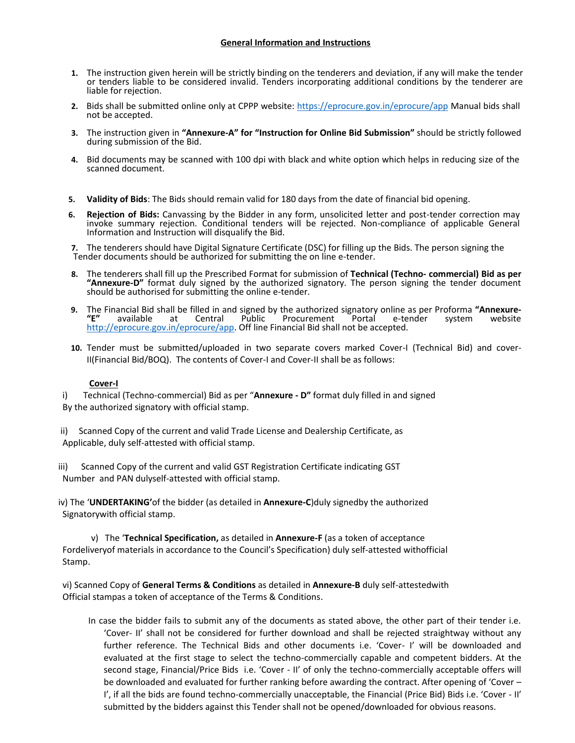## General Information and Instructions

1. The instruction given herein will be strictly binding on the tenderers and deviation, if any will make the tender or tenders liable to be considered invalid. Tenders incorporating additional conditions by the tenderer are liable for rejection.

2. Bids shall be submitted online only at CPPP website: https://eprocure.gov.in/eprocure/app Manual bids shall not be accepted.

3. The instruction given in **"Annexure-A" for "Instruction for Online Bid Submission"** should be strictly followed during submission of the Bid.

4. Bid documents may be scanned with 100 dpi with black and white option which helps in reducing size of the scanned document.

5. **Validity of Bids**: The Bids should remain valid for 180 days from the date of financial bid opening.

6. **Rejection of Bids:** Canvassing by the Bidder in any form, unsolicited letter and post-tender correction may invoke summary rejection. Conditional tenders will be rejected. Non-compliance of applicable General Information and Instruction will disqualify the Bid.

7. The tenderers should have Digital Signature Certificate (DSC) for filling up the Bids. The person signing the Tender documents should be authorized for submitting the on line e-tender.

8. The tenderers shall fill up the Prescribed Format for submission of **Technical (Techno- commercial) Bid as per "Annexure-D"** format duly signed by the authorized signatory. The person signing the tender document should be authorised for submitting the online e-tender.

9. The Financial Bid shall be filled in and signed by the authorized signatory online as per Proforma **"Annexure-"E"** available at Central Public Procurement Portal e-tender system website http://eprocure.gov.in/eprocure/app. Off line Financial Bid shall not be accepted.

10. Tender must be submitted/uploaded in two separate covers marked Cover-I (Technical Bid) and cover-II(Financial Bid/BOQ). The contents of Cover-I and Cover-II shall be as follows:

**Cover-I**

i) Technical (Techno-commercial) Bid as per "**Annexure - D"** format duly filled in and signed By the authorized signatory with official stamp.

ii) Scanned Copy of the current and valid Trade License and Dealership Certificate, as Applicable, duly self-attested with official stamp.

iii) Scanned Copy of the current and valid GST Registration Certificate indicating GST Number and PAN dulyself-attested with official stamp.

iv) The '**UNDERTAKING'**of the bidder (as detailed in **Annexure-C**)duly signedby the authorized Signatorywith official stamp.

v) The '**Technical Specification,** as detailed in **Annexure-F** (as a token of acceptance Fordeliveryof materials in accordance to the Council's Specification) duly self-attested withofficial Stamp.

vi) Scanned Copy of **General Terms & Conditions** as detailed in **Annexure-B** duly self-attestedwith Official stampas a token of acceptance of the Terms & Conditions.

In case the bidder fails to submit any of the documents as stated above, the other part of their tender i.e. 'Cover- II' shall not be considered for further download and shall be rejected straightway without any further reference. The Technical Bids and other documents i.e. 'Cover- I' will be downloaded and evaluated at the first stage to select the techno-commercially capable and competent bidders. At the second stage, Financial/Price Bids i.e. 'Cover - II' of only the techno-commercially acceptable offers will be downloaded and evaluated for further ranking before awarding the contract. After opening of 'Cover – I', if all the bids are found techno-commercially unacceptable, the Financial (Price Bid) Bids i.e. 'Cover - II' submitted by the bidders against this Tender shall not be opened/downloaded for obvious reasons.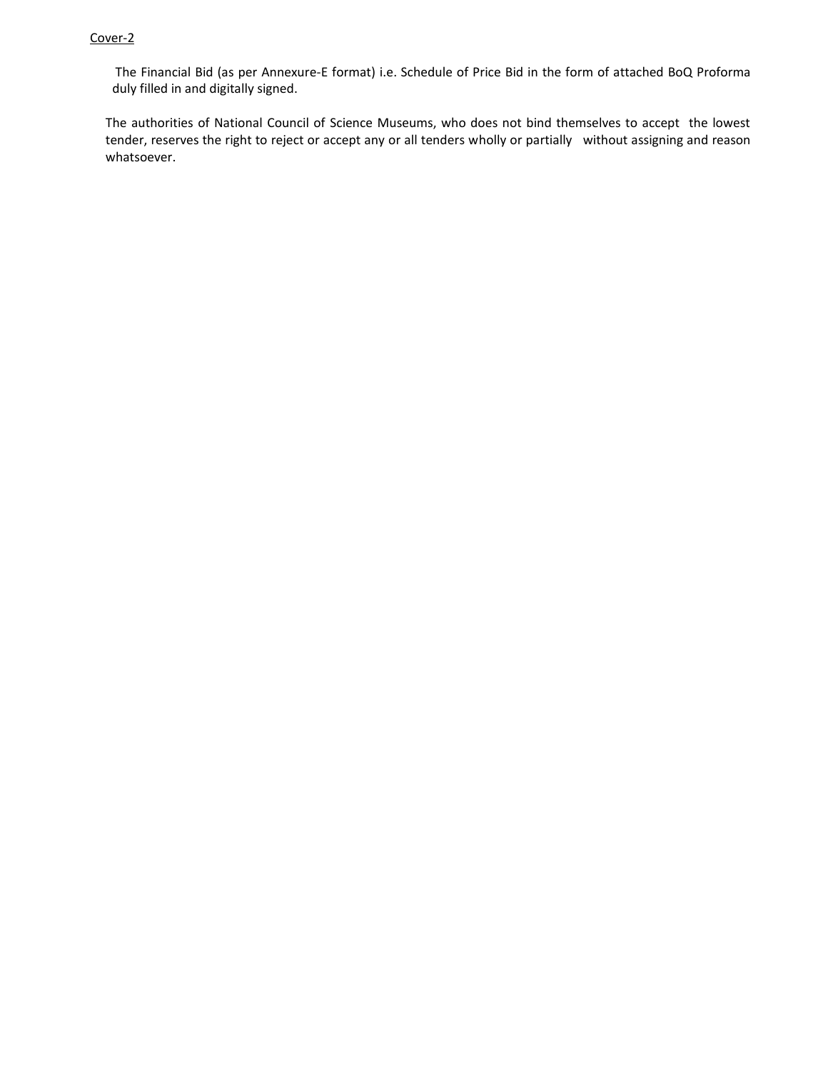<u>Cover-2</u>

The Financial Bid (as per Annexure-E format) i.e. Schedule of Price Bid in the form of attached BoQ Proforma duly filled in and digitally signed.

The authorities of National Council of Science Museums, who does not bind themselves to accept the lowest tender, reserves the right to reject or accept any or all tenders wholly or partially without assigning and reason whatsoever.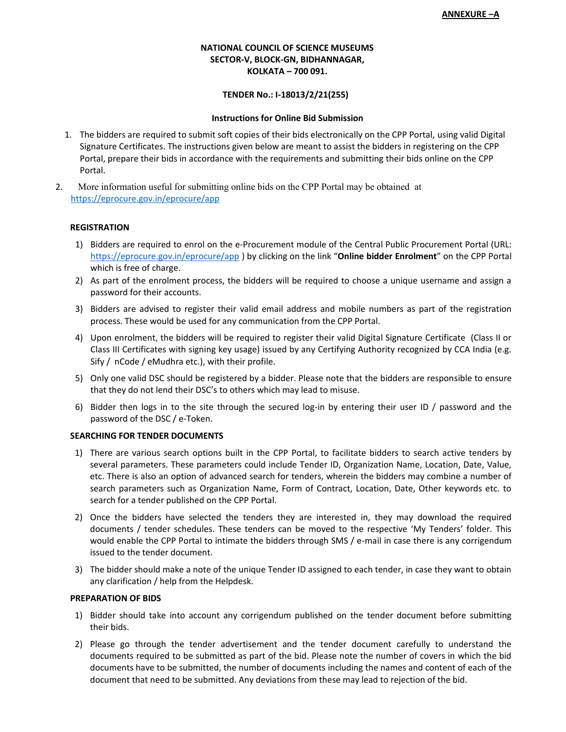**ANNEXURE –A**

**NATIONAL COUNCIL OF SCIENCE MUSEUMS**
**SECTOR-V, BLOCK-GN, BIDHANNAGAR,**
**KOLKATA – 700 091.**

**TENDER No.: I-18013/2/21(255)**

**Instructions for Online Bid Submission**

1. The bidders are required to submit soft copies of their bids electronically on the CPP Portal, using valid Digital Signature Certificates. The instructions given below are meant to assist the bidders in registering on the CPP Portal, prepare their bids in accordance with the requirements and submitting their bids online on the CPP Portal.
2. More information useful for submitting online bids on the CPP Portal may be obtained at https://eprocure.gov.in/eprocure/app

**REGISTRATION**

1) Bidders are required to enrol on the e-Procurement module of the Central Public Procurement Portal (URL: https://eprocure.gov.in/eprocure/app ) by clicking on the link "**Online bidder Enrolment**" on the CPP Portal which is free of charge.
2) As part of the enrolment process, the bidders will be required to choose a unique username and assign a password for their accounts.
3) Bidders are advised to register their valid email address and mobile numbers as part of the registration process. These would be used for any communication from the CPP Portal.
4) Upon enrolment, the bidders will be required to register their valid Digital Signature Certificate (Class II or Class III Certificates with signing key usage) issued by any Certifying Authority recognized by CCA India (e.g. Sify / nCode / eMudhra etc.), with their profile.
5) Only one valid DSC should be registered by a bidder. Please note that the bidders are responsible to ensure that they do not lend their DSC's to others which may lead to misuse.
6) Bidder then logs in to the site through the secured log-in by entering their user ID / password and the password of the DSC / e-Token.

**SEARCHING FOR TENDER DOCUMENTS**

1) There are various search options built in the CPP Portal, to facilitate bidders to search active tenders by several parameters. These parameters could include Tender ID, Organization Name, Location, Date, Value, etc. There is also an option of advanced search for tenders, wherein the bidders may combine a number of search parameters such as Organization Name, Form of Contract, Location, Date, Other keywords etc. to search for a tender published on the CPP Portal.
2) Once the bidders have selected the tenders they are interested in, they may download the required documents / tender schedules. These tenders can be moved to the respective 'My Tenders' folder. This would enable the CPP Portal to intimate the bidders through SMS / e-mail in case there is any corrigendum issued to the tender document.
3) The bidder should make a note of the unique Tender ID assigned to each tender, in case they want to obtain any clarification / help from the Helpdesk.

**PREPARATION OF BIDS**

1) Bidder should take into account any corrigendum published on the tender document before submitting their bids.
2) Please go through the tender advertisement and the tender document carefully to understand the documents required to be submitted as part of the bid. Please note the number of covers in which the bid documents have to be submitted, the number of documents including the names and content of each of the document that need to be submitted. Any deviations from these may lead to rejection of the bid.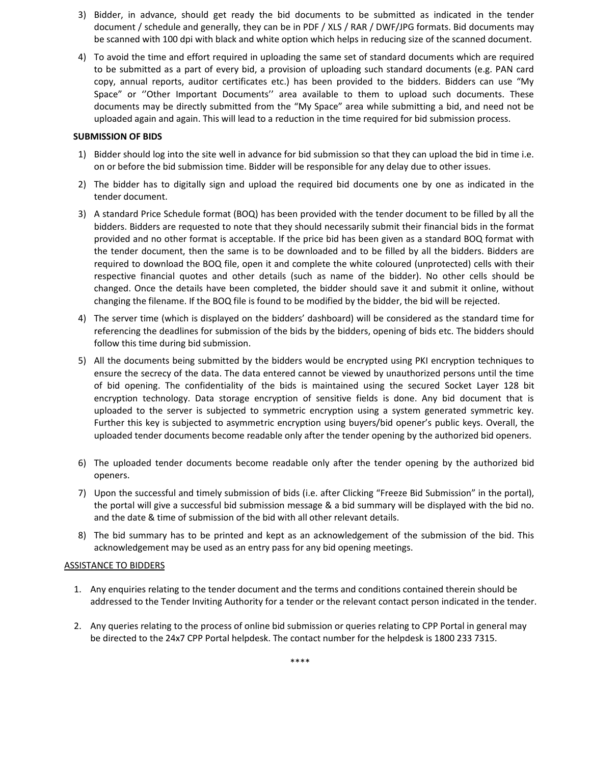3) Bidder, in advance, should get ready the bid documents to be submitted as indicated in the tender document / schedule and generally, they can be in PDF / XLS / RAR / DWF/JPG formats. Bid documents may be scanned with 100 dpi with black and white option which helps in reducing size of the scanned document.

4) To avoid the time and effort required in uploading the same set of standard documents which are required to be submitted as a part of every bid, a provision of uploading such standard documents (e.g. PAN card copy, annual reports, auditor certificates etc.) has been provided to the bidders. Bidders can use "My Space" or ''Other Important Documents'' area available to them to upload such documents. These documents may be directly submitted from the "My Space" area while submitting a bid, and need not be uploaded again and again. This will lead to a reduction in the time required for bid submission process.

**SUBMISSION OF BIDS**

1) Bidder should log into the site well in advance for bid submission so that they can upload the bid in time i.e. on or before the bid submission time. Bidder will be responsible for any delay due to other issues.

2) The bidder has to digitally sign and upload the required bid documents one by one as indicated in the tender document.

3) A standard Price Schedule format (BOQ) has been provided with the tender document to be filled by all the bidders. Bidders are requested to note that they should necessarily submit their financial bids in the format provided and no other format is acceptable. If the price bid has been given as a standard BOQ format with the tender document, then the same is to be downloaded and to be filled by all the bidders. Bidders are required to download the BOQ file, open it and complete the white coloured (unprotected) cells with their respective financial quotes and other details (such as name of the bidder). No other cells should be changed. Once the details have been completed, the bidder should save it and submit it online, without changing the filename. If the BOQ file is found to be modified by the bidder, the bid will be rejected.

4) The server time (which is displayed on the bidders' dashboard) will be considered as the standard time for referencing the deadlines for submission of the bids by the bidders, opening of bids etc. The bidders should follow this time during bid submission.

5) All the documents being submitted by the bidders would be encrypted using PKI encryption techniques to ensure the secrecy of the data. The data entered cannot be viewed by unauthorized persons until the time of bid opening. The confidentiality of the bids is maintained using the secured Socket Layer 128 bit encryption technology. Data storage encryption of sensitive fields is done. Any bid document that is uploaded to the server is subjected to symmetric encryption using a system generated symmetric key. Further this key is subjected to asymmetric encryption using buyers/bid opener's public keys. Overall, the uploaded tender documents become readable only after the tender opening by the authorized bid openers.

6) The uploaded tender documents become readable only after the tender opening by the authorized bid openers.

7) Upon the successful and timely submission of bids (i.e. after Clicking "Freeze Bid Submission" in the portal), the portal will give a successful bid submission message & a bid summary will be displayed with the bid no. and the date & time of submission of the bid with all other relevant details.

8) The bid summary has to be printed and kept as an acknowledgement of the submission of the bid. This acknowledgement may be used as an entry pass for any bid opening meetings.

ASSISTANCE TO BIDDERS

1. Any enquiries relating to the tender document and the terms and conditions contained therein should be addressed to the Tender Inviting Authority for a tender or the relevant contact person indicated in the tender.

2. Any queries relating to the process of online bid submission or queries relating to CPP Portal in general may be directed to the 24x7 CPP Portal helpdesk. The contact number for the helpdesk is 1800 233 7315.

****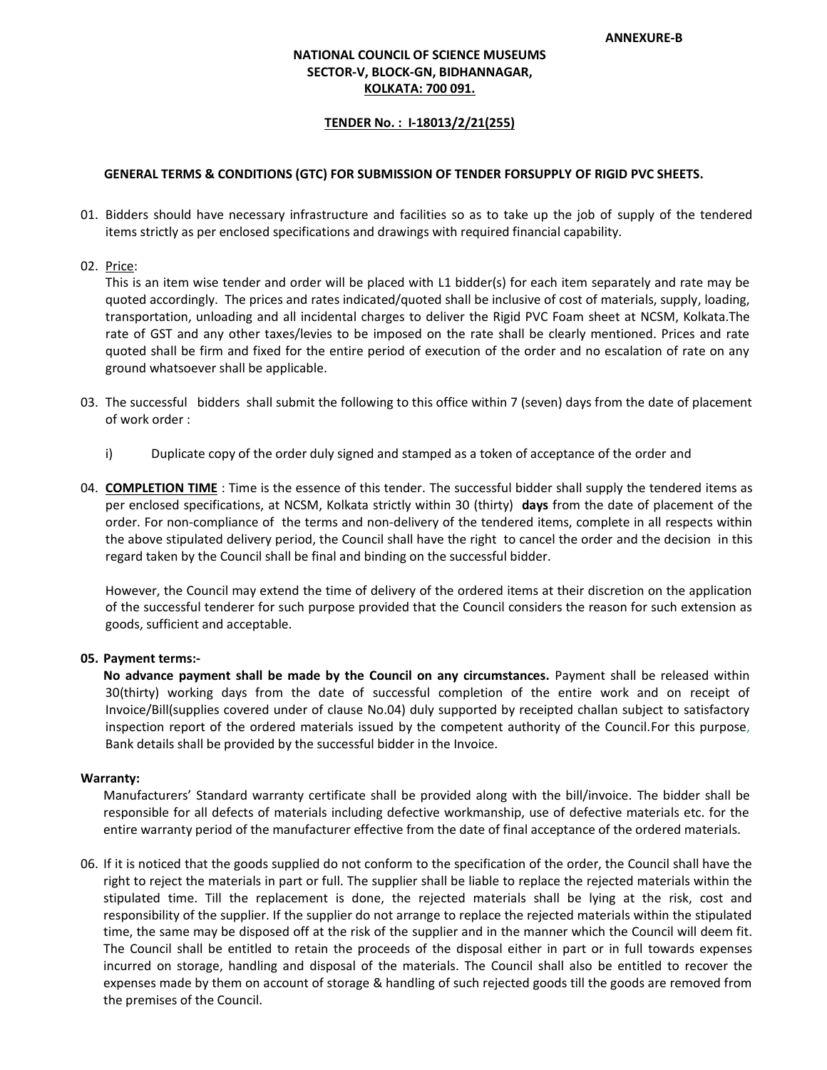**ANNEXURE-B**

**NATIONAL COUNCIL OF SCIENCE MUSEUMS**
**SECTOR-V, BLOCK-GN, BIDHANNAGAR,**
**KOLKATA: 700 091.**

**TENDER No. : I-18013/2/21(255)**

**GENERAL TERMS & CONDITIONS (GTC) FOR SUBMISSION OF TENDER FORSUPPLY OF RIGID PVC SHEETS.**

01. Bidders should have necessary infrastructure and facilities so as to take up the job of supply of the tendered items strictly as per enclosed specifications and drawings with required financial capability.

02. Price:
This is an item wise tender and order will be placed with L1 bidder(s) for each item separately and rate may be quoted accordingly. The prices and rates indicated/quoted shall be inclusive of cost of materials, supply, loading, transportation, unloading and all incidental charges to deliver the Rigid PVC Foam sheet at NCSM, Kolkata.The rate of GST and any other taxes/levies to be imposed on the rate shall be clearly mentioned. Prices and rate quoted shall be firm and fixed for the entire period of execution of the order and no escalation of rate on any ground whatsoever shall be applicable.

03. The successful bidders shall submit the following to this office within 7 (seven) days from the date of placement of work order :

    i) Duplicate copy of the order duly signed and stamped as a token of acceptance of the order and

04. **COMPLETION TIME** : Time is the essence of this tender. The successful bidder shall supply the tendered items as per enclosed specifications, at NCSM, Kolkata strictly within 30 (thirty) **days** from the date of placement of the order. For non-compliance of the terms and non-delivery of the tendered items, complete in all respects within the above stipulated delivery period, the Council shall have the right to cancel the order and the decision in this regard taken by the Council shall be final and binding on the successful bidder.

    However, the Council may extend the time of delivery of the ordered items at their discretion on the application of the successful tenderer for such purpose provided that the Council considers the reason for such extension as goods, sufficient and acceptable.

**05. Payment terms:-**

**No advance payment shall be made by the Council on any circumstances.** Payment shall be released within 30(thirty) working days from the date of successful completion of the entire work and on receipt of Invoice/Bill(supplies covered under of clause No.04) duly supported by receipted challan subject to satisfactory inspection report of the ordered materials issued by the competent authority of the Council.For this purpose, Bank details shall be provided by the successful bidder in the Invoice.

**Warranty:**

Manufacturers' Standard warranty certificate shall be provided along with the bill/invoice. The bidder shall be responsible for all defects of materials including defective workmanship, use of defective materials etc. for the entire warranty period of the manufacturer effective from the date of final acceptance of the ordered materials.

06. If it is noticed that the goods supplied do not conform to the specification of the order, the Council shall have the right to reject the materials in part or full. The supplier shall be liable to replace the rejected materials within the stipulated time. Till the replacement is done, the rejected materials shall be lying at the risk, cost and responsibility of the supplier. If the supplier do not arrange to replace the rejected materials within the stipulated time, the same may be disposed off at the risk of the supplier and in the manner which the Council will deem fit. The Council shall be entitled to retain the proceeds of the disposal either in part or in full towards expenses incurred on storage, handling and disposal of the materials. The Council shall also be entitled to recover the expenses made by them on account of storage & handling of such rejected goods till the goods are removed from the premises of the Council.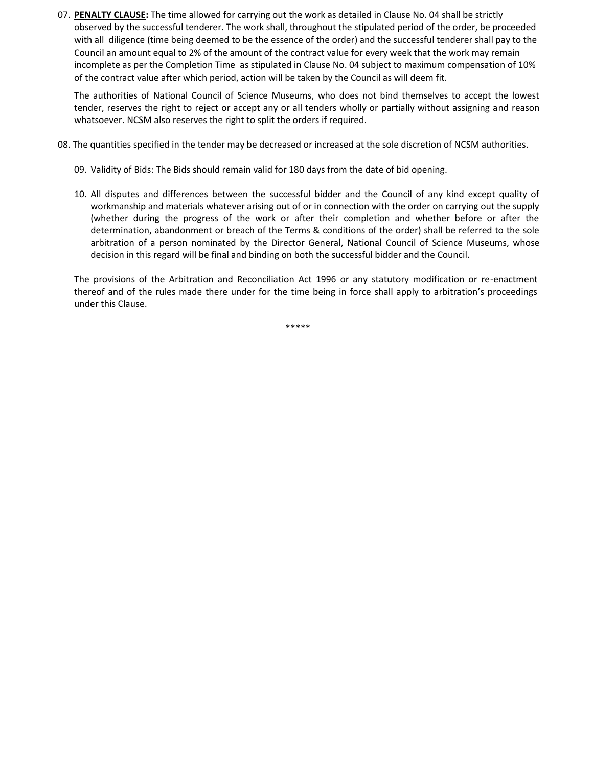07. **PENALTY CLAUSE:** The time allowed for carrying out the work as detailed in Clause No. 04 shall be strictly observed by the successful tenderer. The work shall, throughout the stipulated period of the order, be proceeded with all diligence (time being deemed to be the essence of the order) and the successful tenderer shall pay to the Council an amount equal to 2% of the amount of the contract value for every week that the work may remain incomplete as per the Completion Time as stipulated in Clause No. 04 subject to maximum compensation of 10% of the contract value after which period, action will be taken by the Council as will deem fit.

    The authorities of National Council of Science Museums, who does not bind themselves to accept the lowest tender, reserves the right to reject or accept any or all tenders wholly or partially without assigning and reason whatsoever. NCSM also reserves the right to split the orders if required.

08. The quantities specified in the tender may be decreased or increased at the sole discretion of NCSM authorities.

09. Validity of Bids: The Bids should remain valid for 180 days from the date of bid opening.

10. All disputes and differences between the successful bidder and the Council of any kind except quality of workmanship and materials whatever arising out of or in connection with the order on carrying out the supply (whether during the progress of the work or after their completion and whether before or after the determination, abandonment or breach of the Terms & conditions of the order) shall be referred to the sole arbitration of a person nominated by the Director General, National Council of Science Museums, whose decision in this regard will be final and binding on both the successful bidder and the Council.

    The provisions of the Arbitration and Reconciliation Act 1996 or any statutory modification or re-enactment thereof and of the rules made there under for the time being in force shall apply to arbitration's proceedings under this Clause.

*****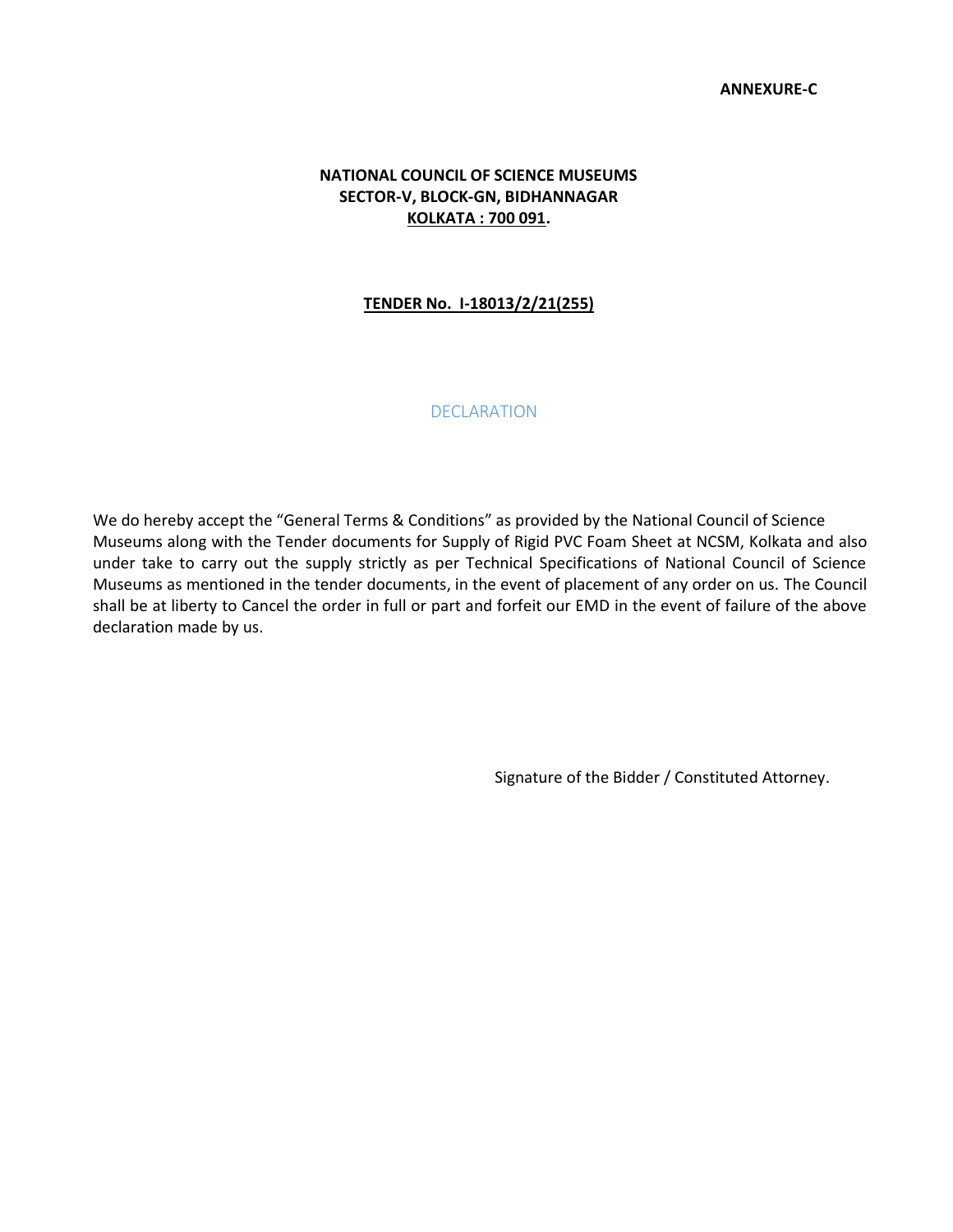**ANNEXURE-C**

**NATIONAL COUNCIL OF SCIENCE MUSEUMS**
**SECTOR-V, BLOCK-GN, BIDHANNAGAR**
**KOLKATA : 700 091.**

**TENDER No. I-18013/2/21(255)**

## DECLARATION

We do hereby accept the "General Terms & Conditions" as provided by the National Council of Science Museums along with the Tender documents for Supply of Rigid PVC Foam Sheet at NCSM, Kolkata and also under take to carry out the supply strictly as per Technical Specifications of National Council of Science Museums as mentioned in the tender documents, in the event of placement of any order on us. The Council shall be at liberty to Cancel the order in full or part and forfeit our EMD in the event of failure of the above declaration made by us.

Signature of the Bidder / Constituted Attorney.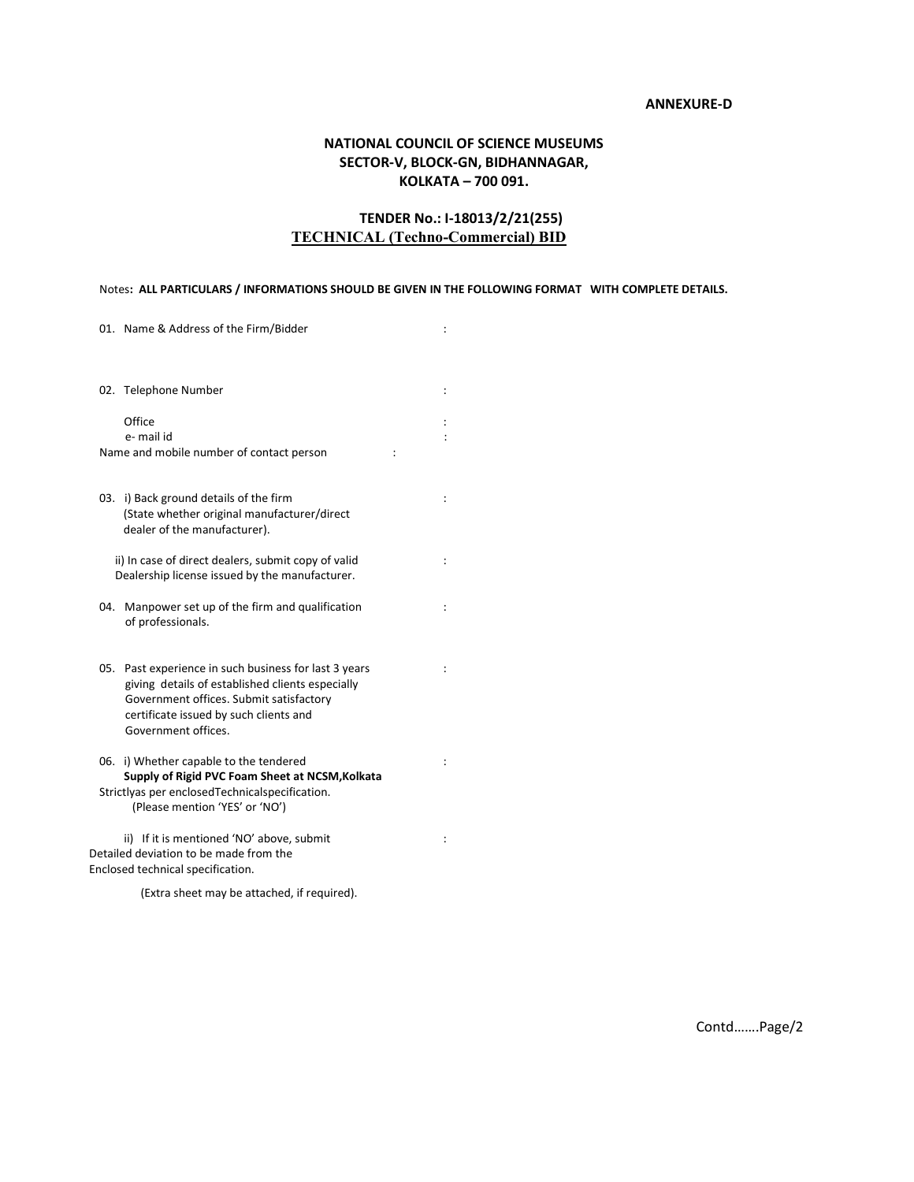**ANNEXURE-D**

**NATIONAL COUNCIL OF SCIENCE MUSEUMS**
**SECTOR-V, BLOCK-GN, BIDHANNAGAR,**
**KOLKATA – 700 091.**

**TENDER No.: I-18013/2/21(255)**
**TECHNICAL (Techno-Commercial) BID**

Notes**: ALL PARTICULARS / INFORMATIONS SHOULD BE GIVEN IN THE FOLLOWING FORMAT WITH COMPLETE DETAILS.**

01. Name & Address of the Firm/Bidder :

02. Telephone Number :

    Office :
    e- mail id :

Name and mobile number of contact person :

03. i) Back ground details of the firm (State whether original manufacturer/direct dealer of the manufacturer). :

    ii) In case of direct dealers, submit copy of valid Dealership license issued by the manufacturer. :

04. Manpower set up of the firm and qualification of professionals. :

05. Past experience in such business for last 3 years giving details of established clients especially Government offices. Submit satisfactory certificate issued by such clients and Government offices. :

06. i) Whether capable to the tendered **Supply of Rigid PVC Foam Sheet at NCSM,Kolkata** Strictlyas per enclosedTechnicalspecification. (Please mention 'YES' or 'NO') :

    ii) If it is mentioned 'NO' above, submit Detailed deviation to be made from the Enclosed technical specification. :

    (Extra sheet may be attached, if required).

Contd…….Page/2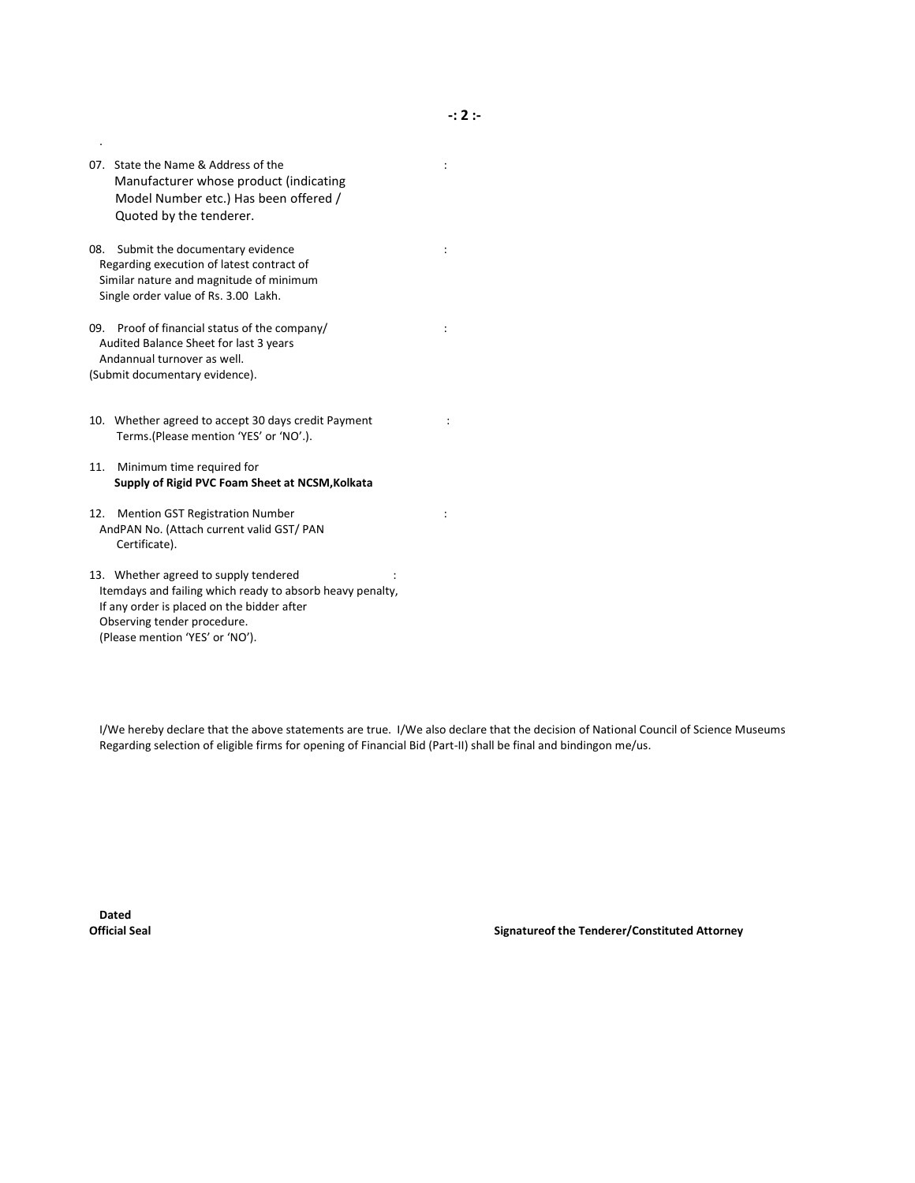07. State the Name & Address of the Manufacturer whose product (indicating Model Number etc.) Has been offered / Quoted by the tenderer. :

08. Submit the documentary evidence Regarding execution of latest contract of Similar nature and magnitude of minimum Single order value of Rs. 3.00 Lakh. :

09. Proof of financial status of the company/ Audited Balance Sheet for last 3 years Andannual turnover as well. (Submit documentary evidence). :

10. Whether agreed to accept 30 days credit Payment Terms.(Please mention 'YES' or 'NO'.). :

11. Minimum time required for **Supply of Rigid PVC Foam Sheet at NCSM,Kolkata**

12. Mention GST Registration Number AndPAN No. (Attach current valid GST/ PAN Certificate). :

13. Whether agreed to supply tendered Itemdays and failing which ready to absorb heavy penalty, If any order is placed on the bidder after Observing tender procedure. (Please mention 'YES' or 'NO'). :

I/We hereby declare that the above statements are true. I/We also declare that the decision of National Council of Science Museums Regarding selection of eligible firms for opening of Financial Bid (Part-II) shall be final and bindingon me/us.

**Dated**

**Official Seal**

**Signatureof the Tenderer/Constituted Attorney**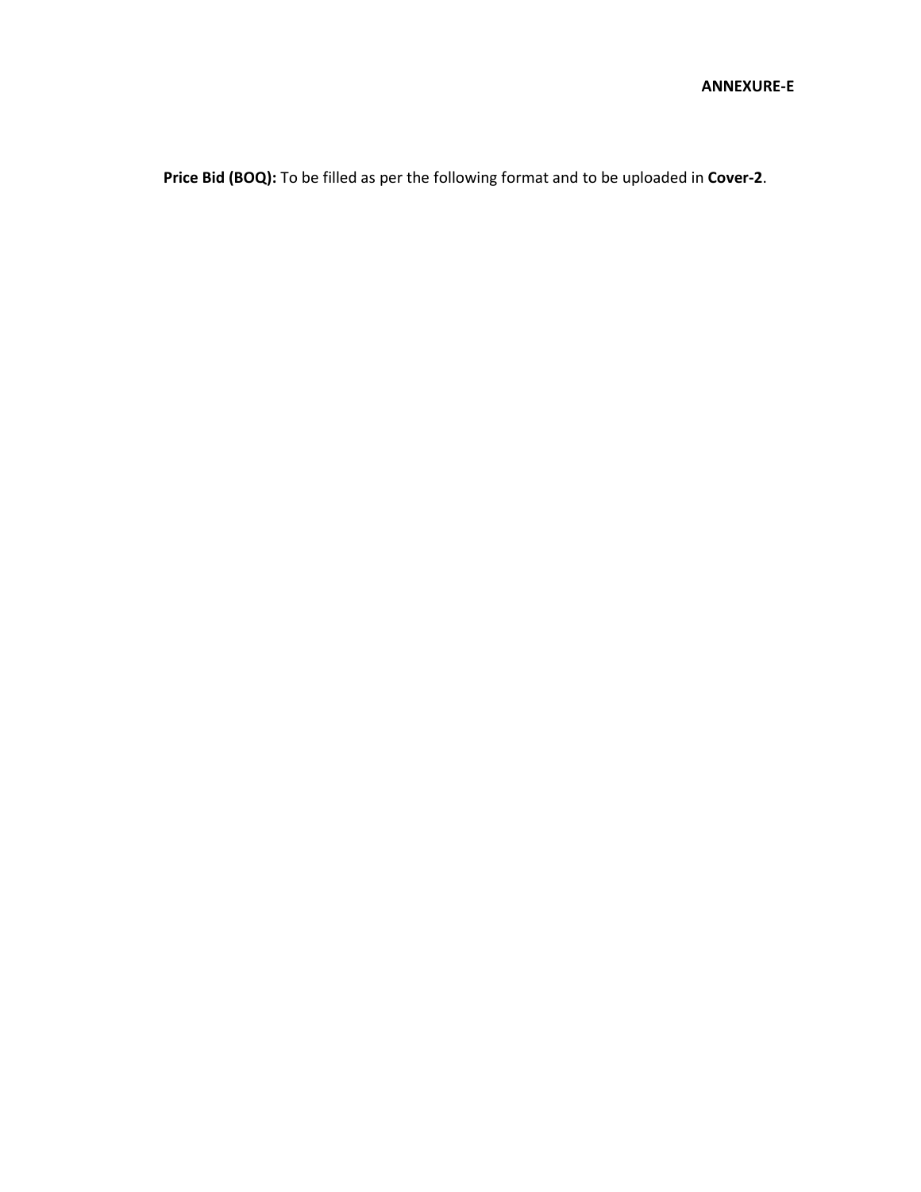**ANNEXURE-E**

**Price Bid (BOQ):** To be filled as per the following format and to be uploaded in **Cover-2**.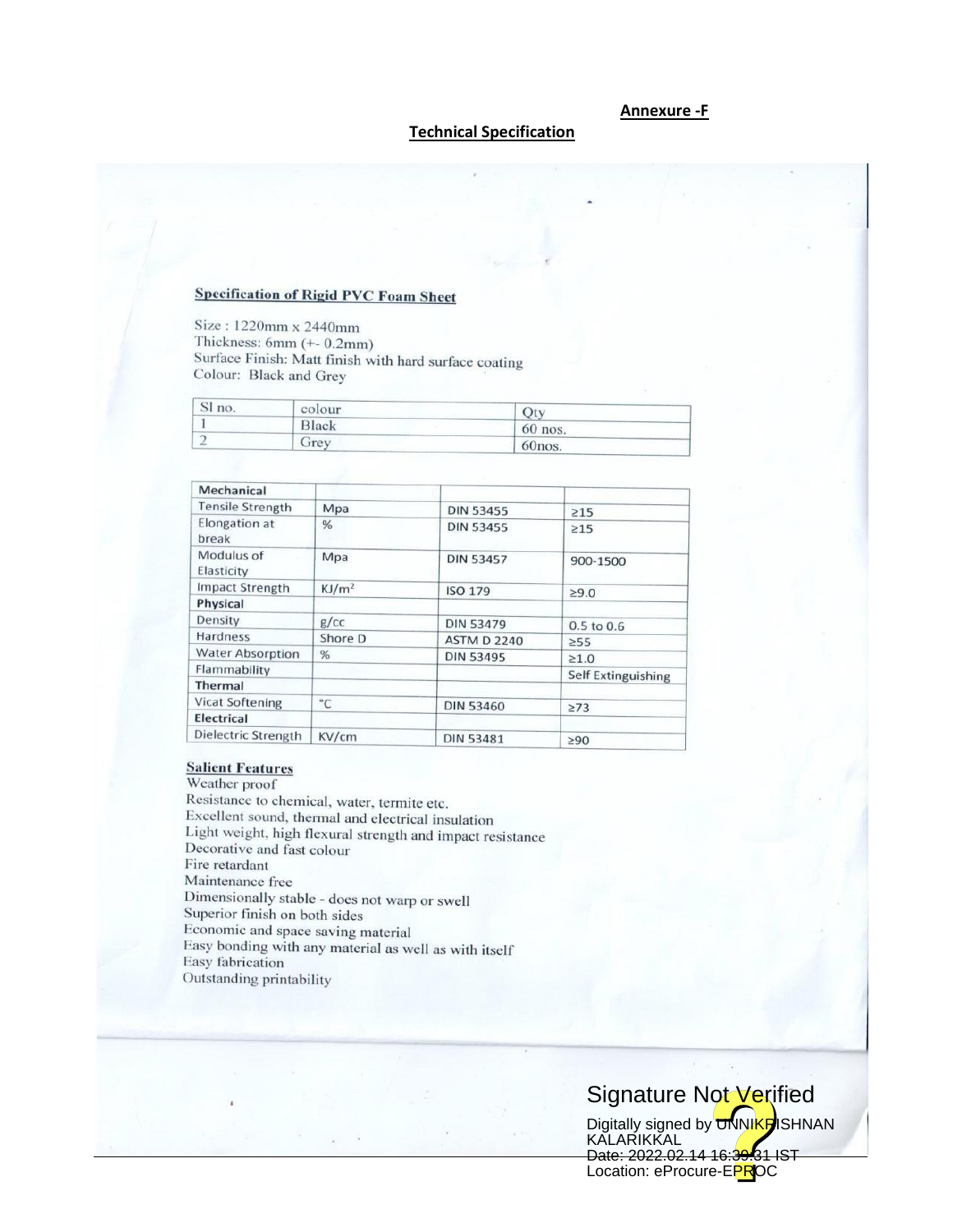**Annexure -F**

**Technical Specification**

**Specification of Rigid PVC Foam Sheet**

Size : 1220mm x 2440mm
Thickness: 6mm (+- 0.2mm)
Surface Finish: Matt finish with hard surface coating
Colour: Black and Grey

| Sl no. | colour | Qty |
|---|---|---|
| 1 | Black | 60 nos. |
| 2 | Grey | 60nos. |

| | | | |
|---|---|---|---|
| **Mechanical** | | | |
| Tensile Strength | Mpa | DIN 53455 | ≥15 |
| Elongation at break | % | DIN 53455 | ≥15 |
| Modulus of Elasticity | Mpa | DIN 53457 | 900-1500 |
| Impact Strength | $KJ/m^2$ | ISO 179 | ≥9.0 |
| **Physical** | | | |
| Density | g/cc | DIN 53479 | 0.5 to 0.6 |
| Hardness | Shore D | ASTM D 2240 | ≥55 |
| Water Absorption | % | DIN 53495 | ≥1.0 |
| Flammability | | | Self Extinguishing |
| **Thermal** | | | |
| Vicat Softening | °C | DIN 53460 | ≥73 |
| **Electrical** | | | |
| Dielectric Strength | KV/cm | DIN 53481 | ≥90 |

**Salient Features**

Weather proof
Resistance to chemical, water, termite etc.
Excellent sound, thermal and electrical insulation
Light weight, high flexural strength and impact resistance
Decorative and fast colour
Fire retardant
Maintenance free
Dimensionally stable - does not warp or swell
Superior finish on both sides
Economic and space saving material
Easy bonding with any material as well as with itself
Easy fabrication
Outstanding printability

Signature Not Verified
Digitally signed by UNNIKRISHNAN KALARIKKAL
Date: 2022.02.14 16:39:31 IST
Location: eProcure-EPROC